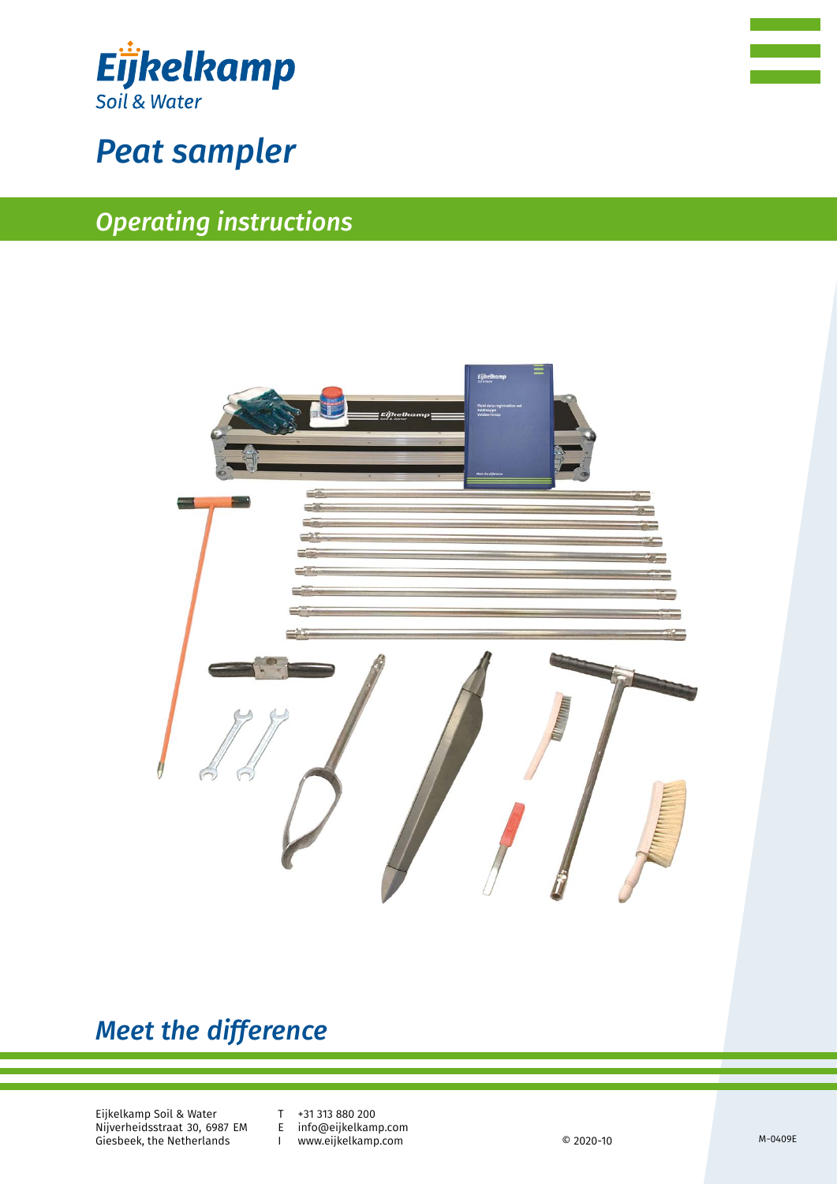Eijkelkamp
Soil & Water

# Peat sampler

## Operating instructions

## Meet the difference

Eijkelkamp Soil & Water
Nijverheidsstraat 30, 6987 EM
Giesbeek, the Netherlands

T +31 313 880 200
E info@eijkelkamp.com
I www.eijkelkamp.com

© 2020-10

M-0409E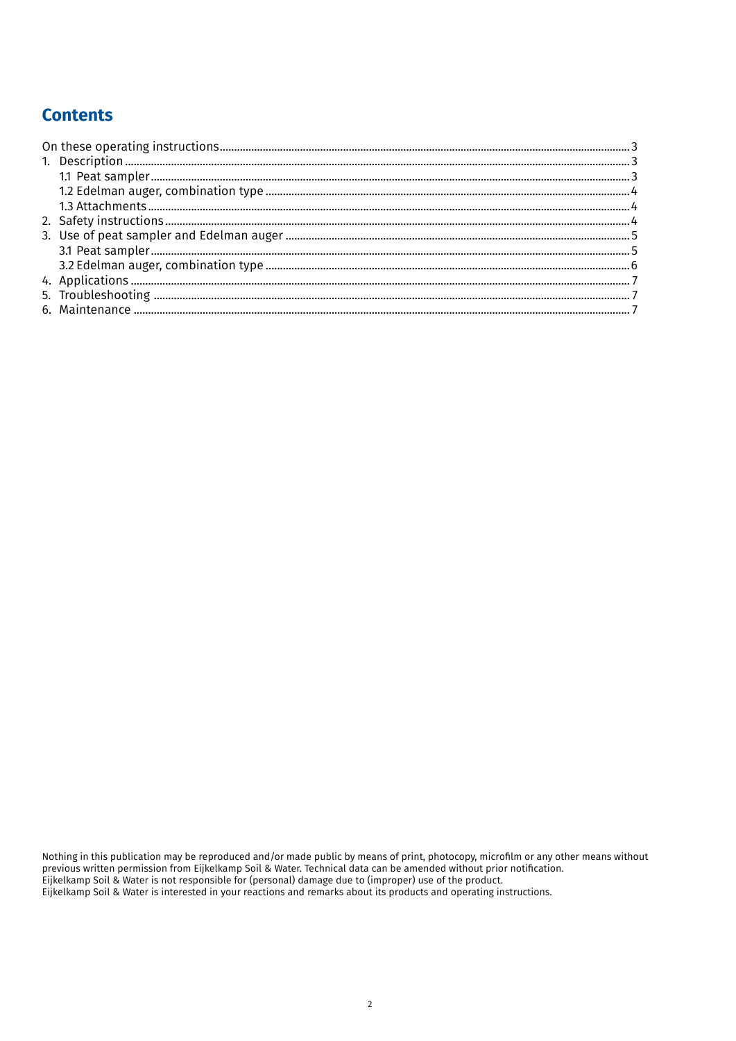## Contents

On these operating instructions ........ 3
1. Description ........ 3
   1.1 Peat sampler ........ 3
   1.2 Edelman auger, combination type ........ 4
   1.3 Attachments ........ 4
2. Safety instructions ........ 4
3. Use of peat sampler and Edelman auger ........ 5
   3.1 Peat sampler ........ 5
   3.2 Edelman auger, combination type ........ 6
4. Applications ........ 7
5. Troubleshooting ........ 7
6. Maintenance ........ 7

Nothing in this publication may be reproduced and/or made public by means of print, photocopy, microfilm or any other means without previous written permission from Eijkelkamp Soil & Water. Technical data can be amended without prior notification.
Eijkelkamp Soil & Water is not responsible for (personal) damage due to (improper) use of the product.
Eijkelkamp Soil & Water is interested in your reactions and remarks about its products and operating instructions.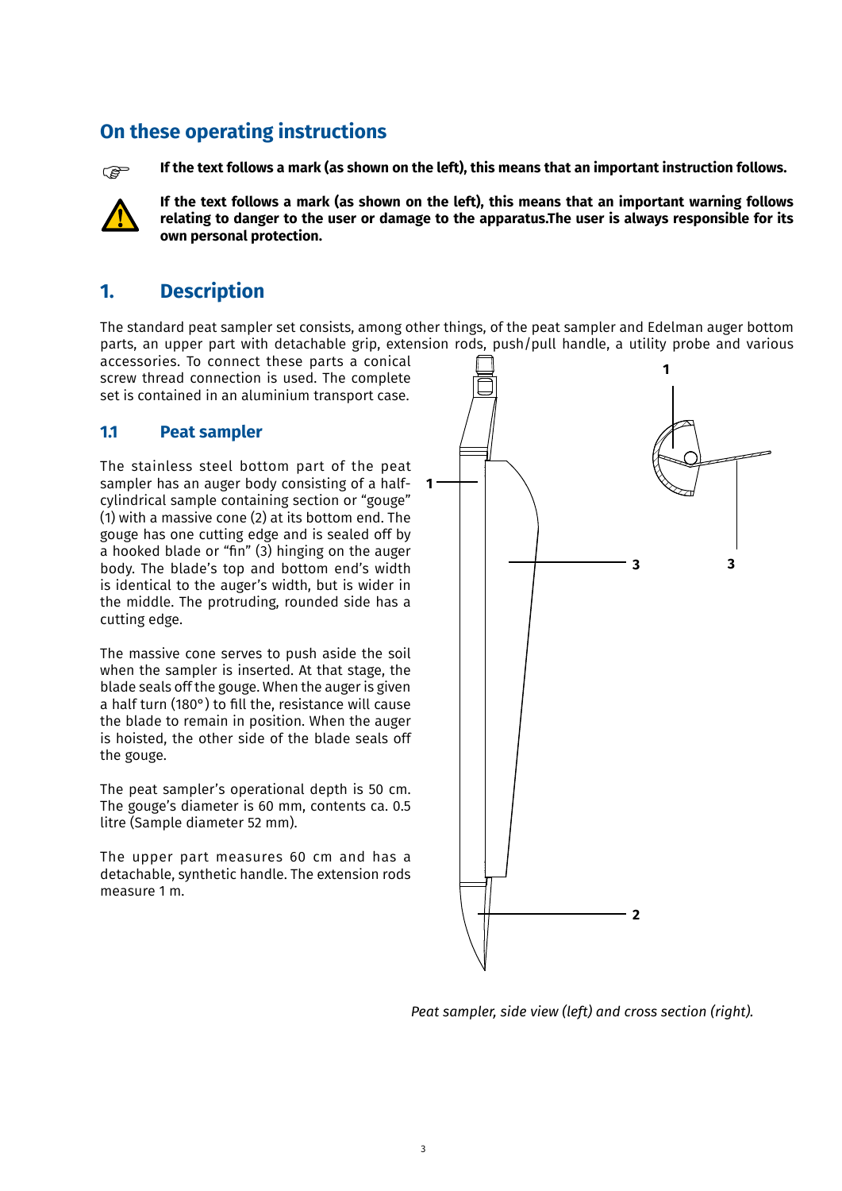## On these operating instructions

☞ **If the text follows a mark (as shown on the left), this means that an important instruction follows.**

⚠ **If the text follows a mark (as shown on the left), this means that an important warning follows relating to danger to the user or damage to the apparatus.The user is always responsible for its own personal protection.**

# 1. Description

The standard peat sampler set consists, among other things, of the peat sampler and Edelman auger bottom parts, an upper part with detachable grip, extension rods, push/pull handle, a utility probe and various accessories. To connect these parts a conical screw thread connection is used. The complete set is contained in an aluminium transport case.

## 1.1 Peat sampler

The stainless steel bottom part of the peat sampler has an auger body consisting of a half-cylindrical sample containing section or "gouge" (1) with a massive cone (2) at its bottom end. The gouge has one cutting edge and is sealed off by a hooked blade or "fin" (3) hinging on the auger body. The blade's top and bottom end's width is identical to the auger's width, but is wider in the middle. The protruding, rounded side has a cutting edge.

The massive cone serves to push aside the soil when the sampler is inserted. At that stage, the blade seals off the gouge. When the auger is given a half turn (180°) to fill the, resistance will cause the blade to remain in position. When the auger is hoisted, the other side of the blade seals off the gouge.

The peat sampler's operational depth is 50 cm. The gouge's diameter is 60 mm, contents ca. 0.5 litre (Sample diameter 52 mm).

The upper part measures 60 cm and has a detachable, synthetic handle. The extension rods measure 1 m.

*Peat sampler, side view (left) and cross section (right).*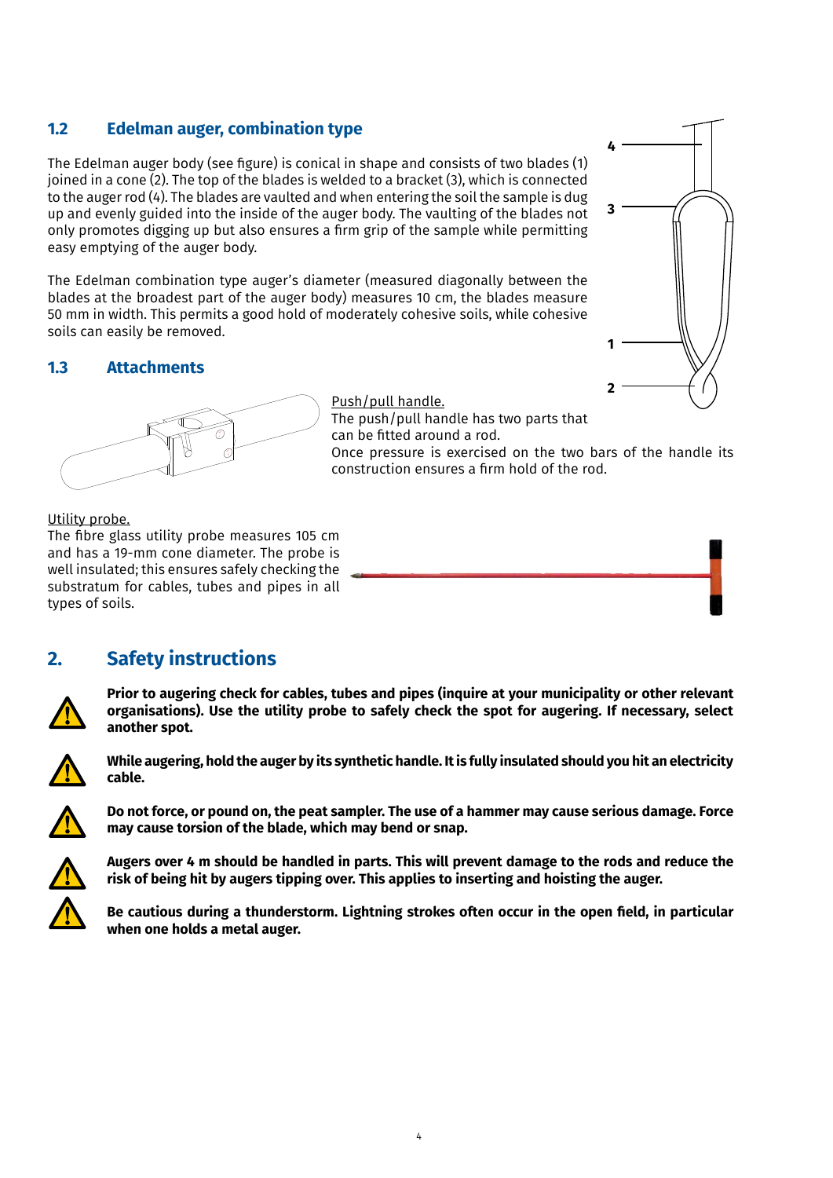## 1.2 Edelman auger, combination type

The Edelman auger body (see figure) is conical in shape and consists of two blades (1) joined in a cone (2). The top of the blades is welded to a bracket (3), which is connected to the auger rod (4). The blades are vaulted and when entering the soil the sample is dug up and evenly guided into the inside of the auger body. The vaulting of the blades not only promotes digging up but also ensures a firm grip of the sample while permitting easy emptying of the auger body.

The Edelman combination type auger's diameter (measured diagonally between the blades at the broadest part of the auger body) measures 10 cm, the blades measure 50 mm in width. This permits a good hold of moderately cohesive soils, while cohesive soils can easily be removed.

## 1.3 Attachments

Push/pull handle.
The push/pull handle has two parts that can be fitted around a rod.
Once pressure is exercised on the two bars of the handle its construction ensures a firm hold of the rod.

Utility probe.
The fibre glass utility probe measures 105 cm and has a 19-mm cone diameter. The probe is well insulated; this ensures safely checking the substratum for cables, tubes and pipes in all types of soils.

# 2. Safety instructions

**Prior to augering check for cables, tubes and pipes (inquire at your municipality or other relevant organisations). Use the utility probe to safely check the spot for augering. If necessary, select another spot.**

**While augering, hold the auger by its synthetic handle. It is fully insulated should you hit an electricity cable.**

**Do not force, or pound on, the peat sampler. The use of a hammer may cause serious damage. Force may cause torsion of the blade, which may bend or snap.**

**Augers over 4 m should be handled in parts. This will prevent damage to the rods and reduce the risk of being hit by augers tipping over. This applies to inserting and hoisting the auger.**

**Be cautious during a thunderstorm. Lightning strokes often occur in the open field, in particular when one holds a metal auger.**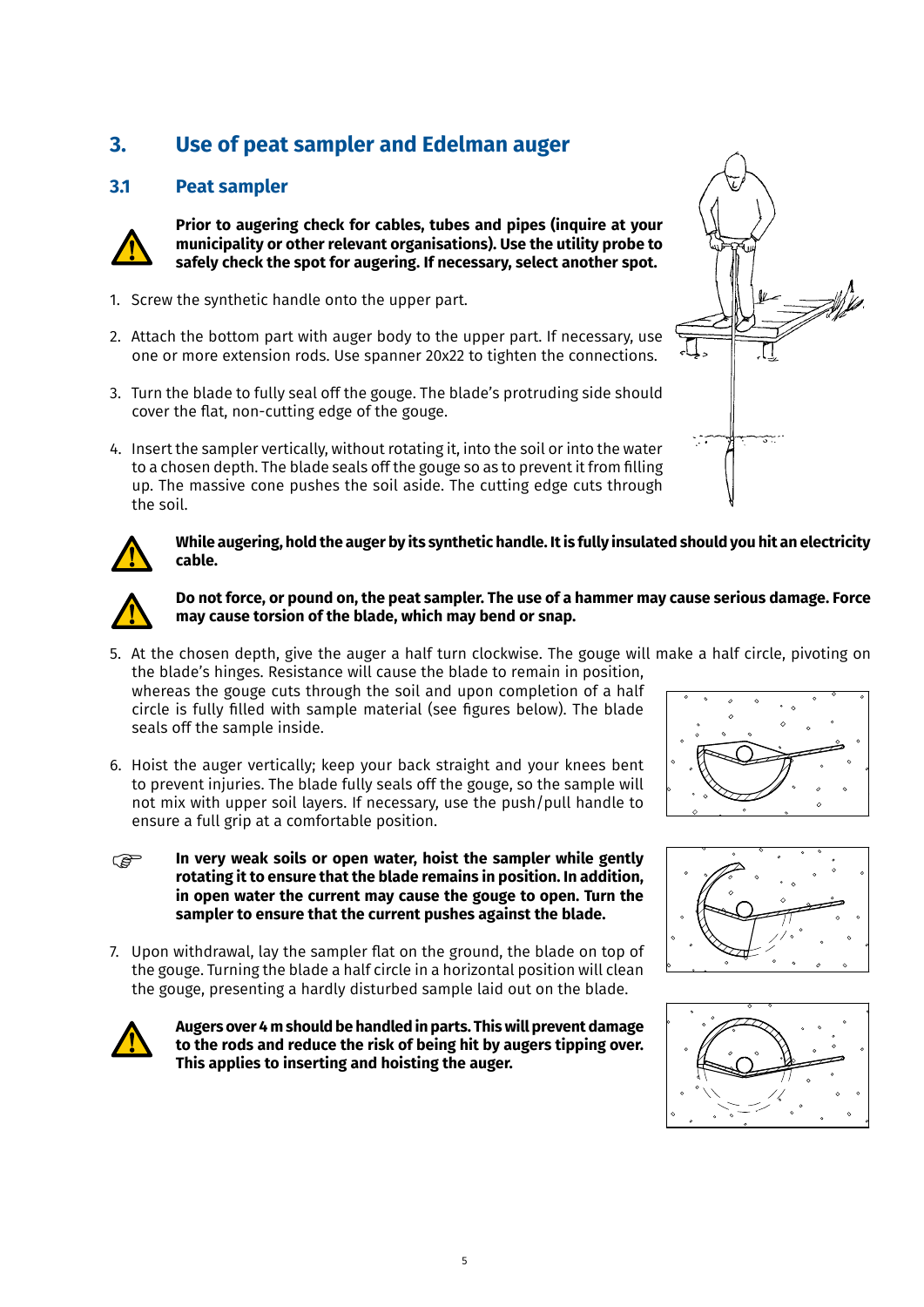## 3. Use of peat sampler and Edelman auger

### 3.1 Peat sampler

**Prior to augering check for cables, tubes and pipes (inquire at your municipality or other relevant organisations). Use the utility probe to safely check the spot for augering. If necessary, select another spot.**

1. Screw the synthetic handle onto the upper part.
2. Attach the bottom part with auger body to the upper part. If necessary, use one or more extension rods. Use spanner 20x22 to tighten the connections.
3. Turn the blade to fully seal off the gouge. The blade's protruding side should cover the flat, non-cutting edge of the gouge.
4. Insert the sampler vertically, without rotating it, into the soil or into the water to a chosen depth. The blade seals off the gouge so as to prevent it from filling up. The massive cone pushes the soil aside. The cutting edge cuts through the soil.

**While augering, hold the auger by its synthetic handle. It is fully insulated should you hit an electricity cable.**

**Do not force, or pound on, the peat sampler. The use of a hammer may cause serious damage. Force may cause torsion of the blade, which may bend or snap.**

5. At the chosen depth, give the auger a half turn clockwise. The gouge will make a half circle, pivoting on the blade's hinges. Resistance will cause the blade to remain in position, whereas the gouge cuts through the soil and upon completion of a half circle is fully filled with sample material (see figures below). The blade seals off the sample inside.
6. Hoist the auger vertically; keep your back straight and your knees bent to prevent injuries. The blade fully seals off the gouge, so the sample will not mix with upper soil layers. If necessary, use the push/pull handle to ensure a full grip at a comfortable position.

**In very weak soils or open water, hoist the sampler while gently rotating it to ensure that the blade remains in position. In addition, in open water the current may cause the gouge to open. Turn the sampler to ensure that the current pushes against the blade.**

7. Upon withdrawal, lay the sampler flat on the ground, the blade on top of the gouge. Turning the blade a half circle in a horizontal position will clean the gouge, presenting a hardly disturbed sample laid out on the blade.

**Augers over 4 m should be handled in parts. This will prevent damage to the rods and reduce the risk of being hit by augers tipping over. This applies to inserting and hoisting the auger.**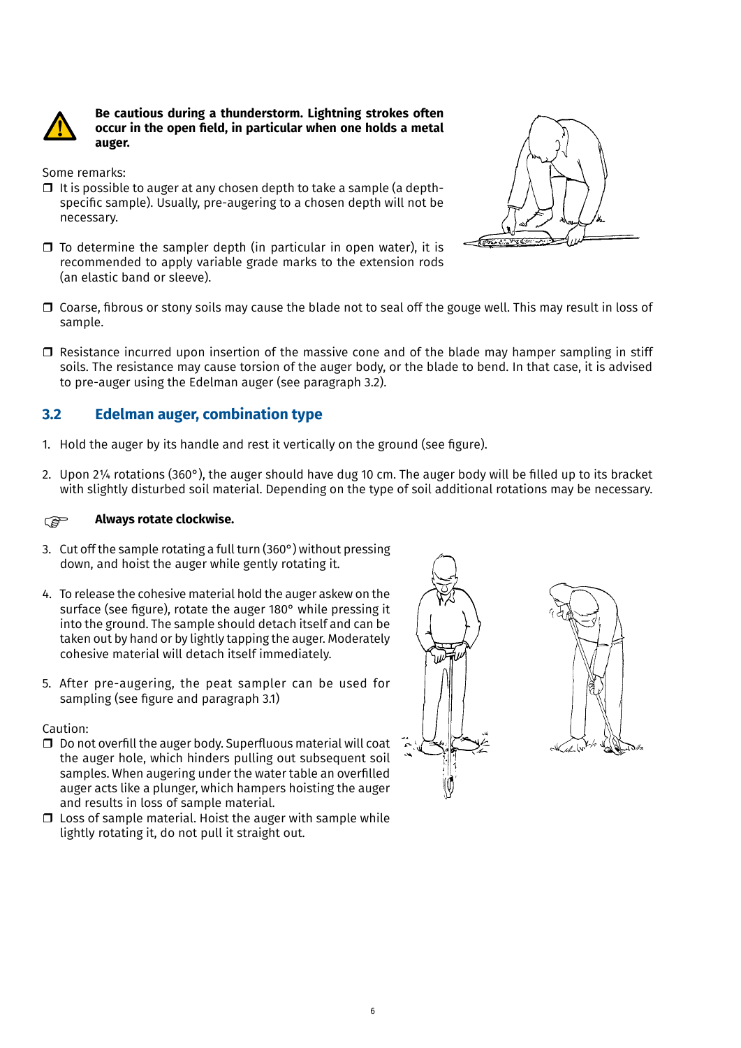**Be cautious during a thunderstorm. Lightning strokes often occur in the open field, in particular when one holds a metal auger.**

Some remarks:

- It is possible to auger at any chosen depth to take a sample (a depth-specific sample). Usually, pre-augering to a chosen depth will not be necessary.
- To determine the sampler depth (in particular in open water), it is recommended to apply variable grade marks to the extension rods (an elastic band or sleeve).
- Coarse, fibrous or stony soils may cause the blade not to seal off the gouge well. This may result in loss of sample.
- Resistance incurred upon insertion of the massive cone and of the blade may hamper sampling in stiff soils. The resistance may cause torsion of the auger body, or the blade to bend. In that case, it is advised to pre-auger using the Edelman auger (see paragraph 3.2).

## 3.2 Edelman auger, combination type

1. Hold the auger by its handle and rest it vertically on the ground (see figure).
2. Upon 2¼ rotations (360°), the auger should have dug 10 cm. The auger body will be filled up to its bracket with slightly disturbed soil material. Depending on the type of soil additional rotations may be necessary.

**Always rotate clockwise.**

3. Cut off the sample rotating a full turn (360°) without pressing down, and hoist the auger while gently rotating it.
4. To release the cohesive material hold the auger askew on the surface (see figure), rotate the auger 180° while pressing it into the ground. The sample should detach itself and can be taken out by hand or by lightly tapping the auger. Moderately cohesive material will detach itself immediately.
5. After pre-augering, the peat sampler can be used for sampling (see figure and paragraph 3.1)

Caution:

- Do not overfill the auger body. Superfluous material will coat the auger hole, which hinders pulling out subsequent soil samples. When augering under the water table an overfilled auger acts like a plunger, which hampers hoisting the auger and results in loss of sample material.
- Loss of sample material. Hoist the auger with sample while lightly rotating it, do not pull it straight out.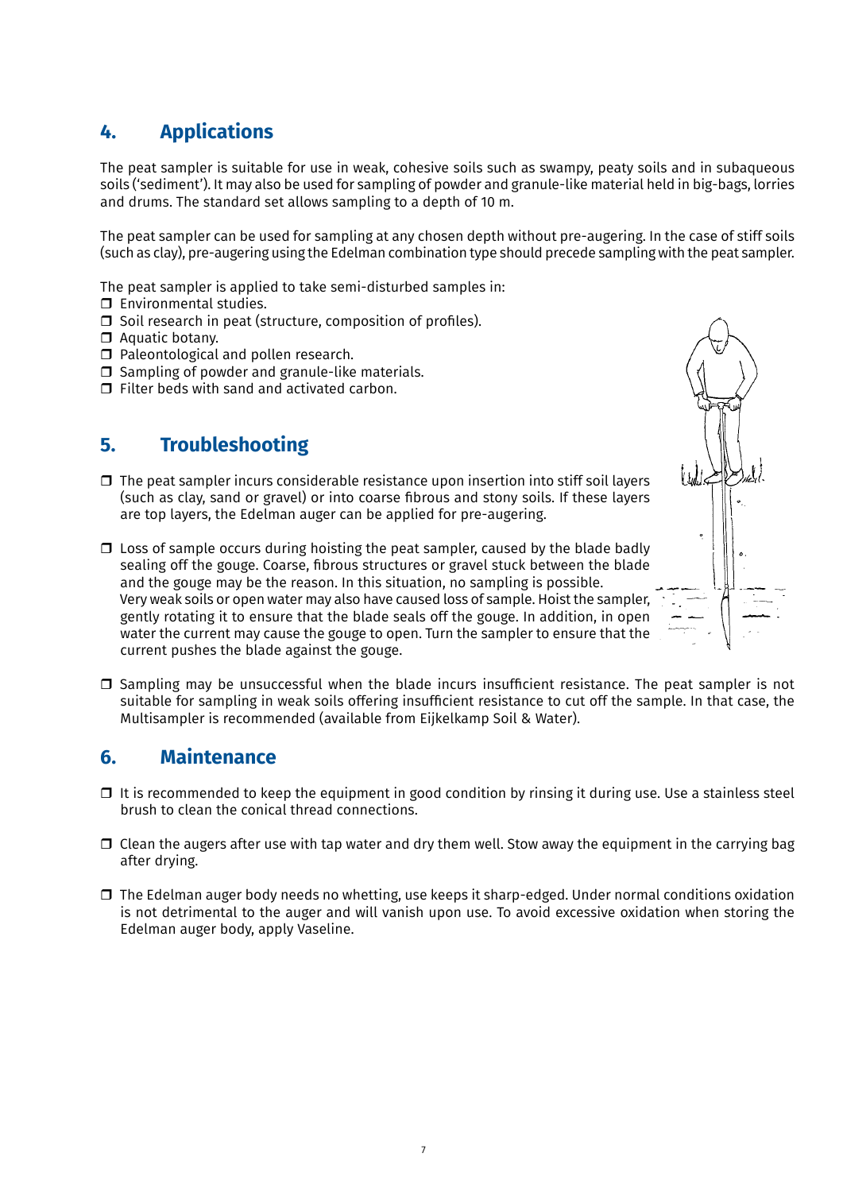## 4. Applications

The peat sampler is suitable for use in weak, cohesive soils such as swampy, peaty soils and in subaqueous soils ('sediment'). It may also be used for sampling of powder and granule-like material held in big-bags, lorries and drums. The standard set allows sampling to a depth of 10 m.

The peat sampler can be used for sampling at any chosen depth without pre-augering. In the case of stiff soils (such as clay), pre-augering using the Edelman combination type should precede sampling with the peat sampler.

The peat sampler is applied to take semi-disturbed samples in:

- Environmental studies.
- Soil research in peat (structure, composition of profiles).
- Aquatic botany.
- Paleontological and pollen research.
- Sampling of powder and granule-like materials.
- Filter beds with sand and activated carbon.

## 5. Troubleshooting

- The peat sampler incurs considerable resistance upon insertion into stiff soil layers (such as clay, sand or gravel) or into coarse fibrous and stony soils. If these layers are top layers, the Edelman auger can be applied for pre-augering.
- Loss of sample occurs during hoisting the peat sampler, caused by the blade badly sealing off the gouge. Coarse, fibrous structures or gravel stuck between the blade and the gouge may be the reason. In this situation, no sampling is possible. Very weak soils or open water may also have caused loss of sample. Hoist the sampler, gently rotating it to ensure that the blade seals off the gouge. In addition, in open water the current may cause the gouge to open. Turn the sampler to ensure that the current pushes the blade against the gouge.
- Sampling may be unsuccessful when the blade incurs insufficient resistance. The peat sampler is not suitable for sampling in weak soils offering insufficient resistance to cut off the sample. In that case, the Multisampler is recommended (available from Eijkelkamp Soil & Water).

## 6. Maintenance

- It is recommended to keep the equipment in good condition by rinsing it during use. Use a stainless steel brush to clean the conical thread connections.
- Clean the augers after use with tap water and dry them well. Stow away the equipment in the carrying bag after drying.
- The Edelman auger body needs no whetting, use keeps it sharp-edged. Under normal conditions oxidation is not detrimental to the auger and will vanish upon use. To avoid excessive oxidation when storing the Edelman auger body, apply Vaseline.